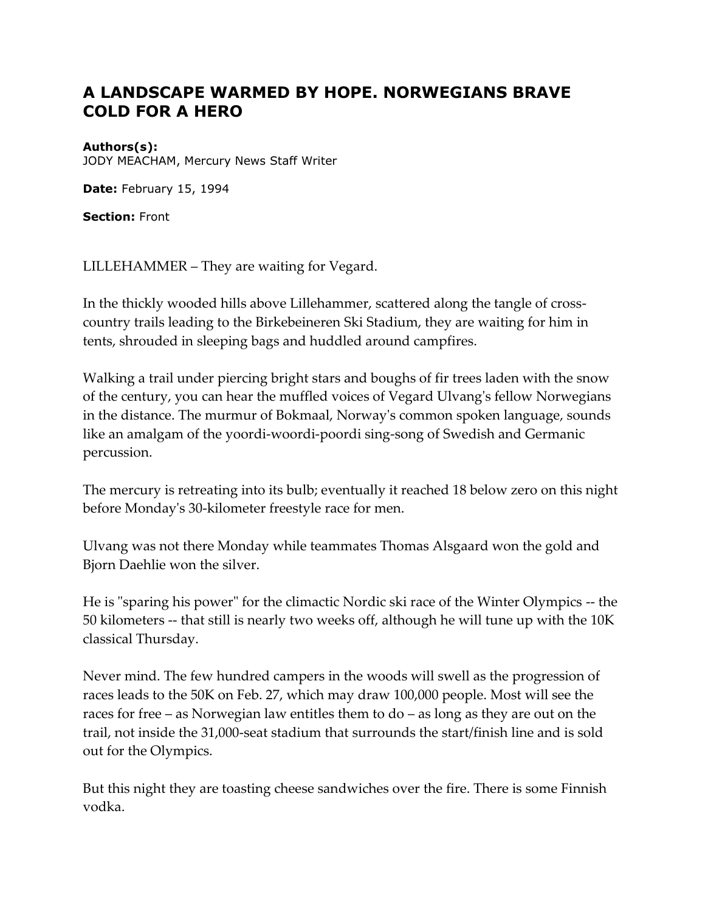# A LANDSCAPE WARMED BY HOPE. NORWEGIANS BRAVE COLD FOR A HERO

**Authors(s):**
JODY MEACHAM, Mercury News Staff Writer

**Date:** February 15, 1994

**Section:** Front

LILLEHAMMER – They are waiting for Vegard.

In the thickly wooded hills above Lillehammer, scattered along the tangle of cross-country trails leading to the Birkebeineren Ski Stadium, they are waiting for him in tents, shrouded in sleeping bags and huddled around campfires.

Walking a trail under piercing bright stars and boughs of fir trees laden with the snow of the century, you can hear the muffled voices of Vegard Ulvang's fellow Norwegians in the distance. The murmur of Bokmaal, Norway's common spoken language, sounds like an amalgam of the yoordi-woordi-poordi sing-song of Swedish and Germanic percussion.

The mercury is retreating into its bulb; eventually it reached 18 below zero on this night before Monday's 30-kilometer freestyle race for men.

Ulvang was not there Monday while teammates Thomas Alsgaard won the gold and Bjorn Daehlie won the silver.

He is "sparing his power" for the climactic Nordic ski race of the Winter Olympics -- the 50 kilometers -- that still is nearly two weeks off, although he will tune up with the 10K classical Thursday.

Never mind. The few hundred campers in the woods will swell as the progression of races leads to the 50K on Feb. 27, which may draw 100,000 people. Most will see the races for free – as Norwegian law entitles them to do – as long as they are out on the trail, not inside the 31,000-seat stadium that surrounds the start/finish line and is sold out for the Olympics.

But this night they are toasting cheese sandwiches over the fire. There is some Finnish vodka.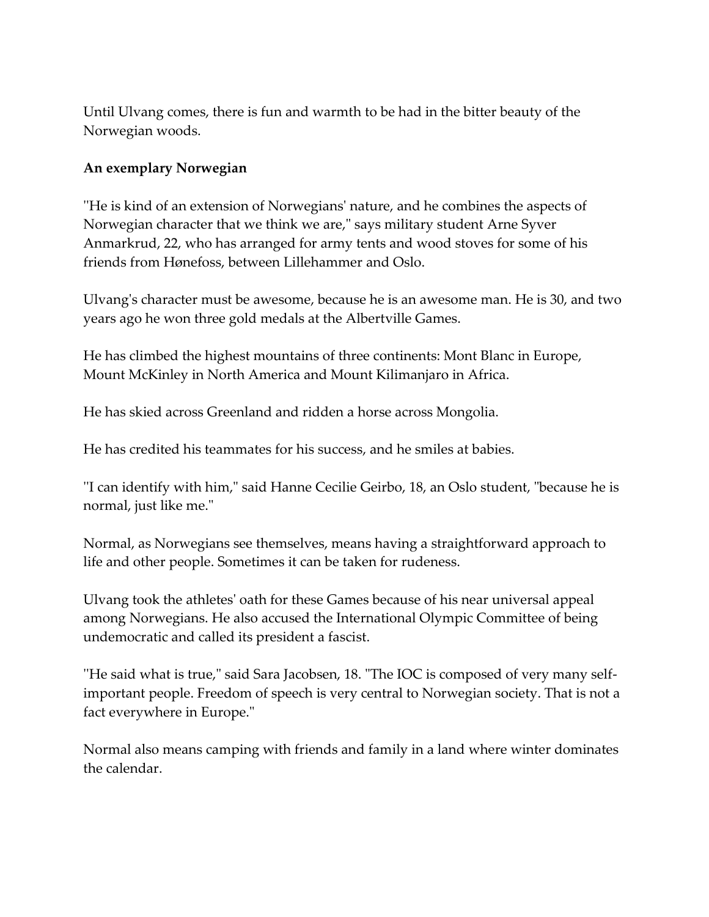Until Ulvang comes, there is fun and warmth to be had in the bitter beauty of the Norwegian woods.

**An exemplary Norwegian**

''He is kind of an extension of Norwegians' nature, and he combines the aspects of Norwegian character that we think we are,'' says military student Arne Syver Anmarkrud, 22, who has arranged for army tents and wood stoves for some of his friends from Hønefoss, between Lillehammer and Oslo.

Ulvang's character must be awesome, because he is an awesome man. He is 30, and two years ago he won three gold medals at the Albertville Games.

He has climbed the highest mountains of three continents: Mont Blanc in Europe, Mount McKinley in North America and Mount Kilimanjaro in Africa.

He has skied across Greenland and ridden a horse across Mongolia.

He has credited his teammates for his success, and he smiles at babies.

''I can identify with him,'' said Hanne Cecilie Geirbo, 18, an Oslo student, ''because he is normal, just like me.''

Normal, as Norwegians see themselves, means having a straightforward approach to life and other people. Sometimes it can be taken for rudeness.

Ulvang took the athletes' oath for these Games because of his near universal appeal among Norwegians. He also accused the International Olympic Committee of being undemocratic and called its president a fascist.

''He said what is true,'' said Sara Jacobsen, 18. ''The IOC is composed of very many self-important people. Freedom of speech is very central to Norwegian society. That is not a fact everywhere in Europe.''

Normal also means camping with friends and family in a land where winter dominates the calendar.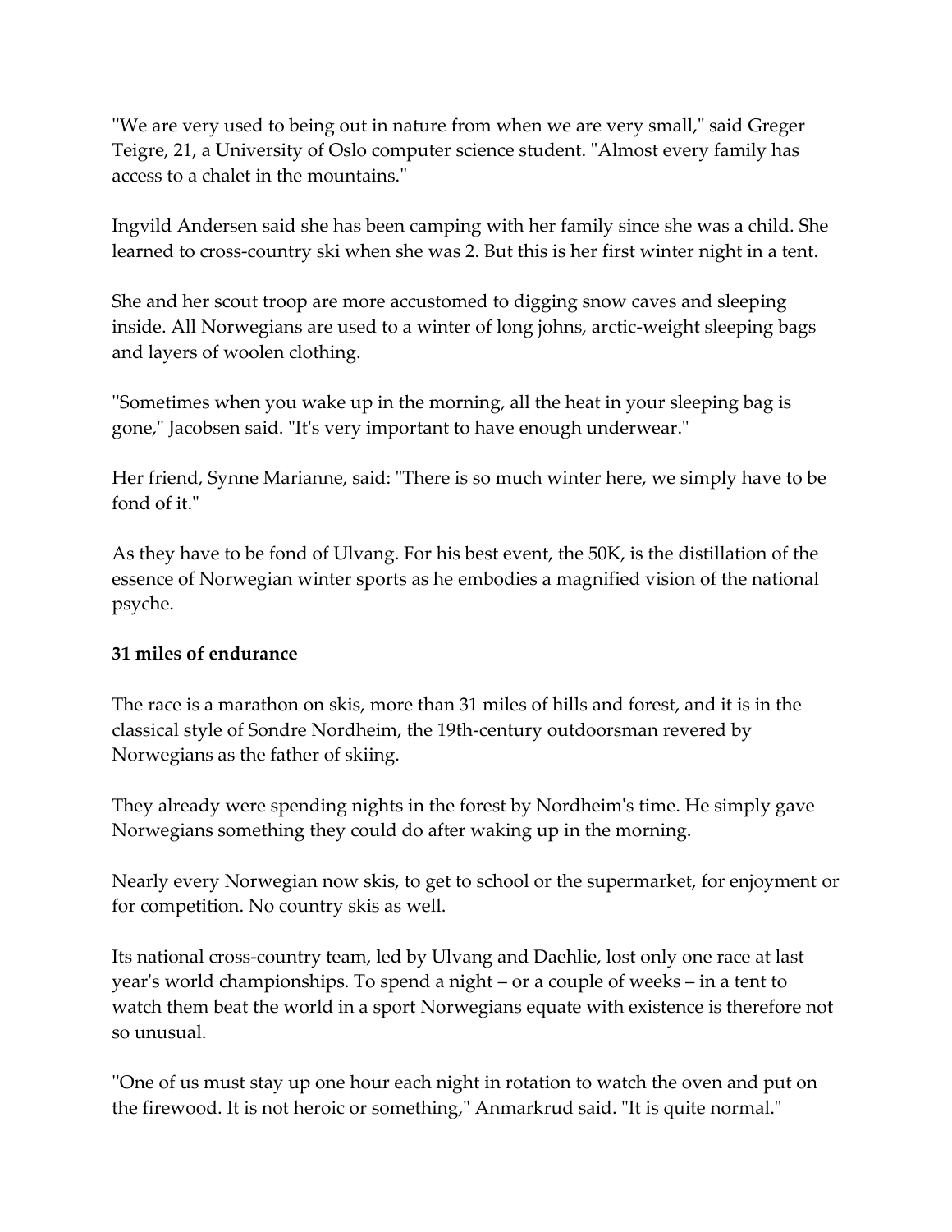"We are very used to being out in nature from when we are very small," said Greger Teigre, 21, a University of Oslo computer science student. "Almost every family has access to a chalet in the mountains."

Ingvild Andersen said she has been camping with her family since she was a child. She learned to cross-country ski when she was 2. But this is her first winter night in a tent.

She and her scout troop are more accustomed to digging snow caves and sleeping inside. All Norwegians are used to a winter of long johns, arctic-weight sleeping bags and layers of woolen clothing.

"Sometimes when you wake up in the morning, all the heat in your sleeping bag is gone," Jacobsen said. "It's very important to have enough underwear."

Her friend, Synne Marianne, said: "There is so much winter here, we simply have to be fond of it."

As they have to be fond of Ulvang. For his best event, the 50K, is the distillation of the essence of Norwegian winter sports as he embodies a magnified vision of the national psyche.

**31 miles of endurance**

The race is a marathon on skis, more than 31 miles of hills and forest, and it is in the classical style of Sondre Nordheim, the 19th-century outdoorsman revered by Norwegians as the father of skiing.

They already were spending nights in the forest by Nordheim's time. He simply gave Norwegians something they could do after waking up in the morning.

Nearly every Norwegian now skis, to get to school or the supermarket, for enjoyment or for competition. No country skis as well.

Its national cross-country team, led by Ulvang and Daehlie, lost only one race at last year's world championships. To spend a night – or a couple of weeks – in a tent to watch them beat the world in a sport Norwegians equate with existence is therefore not so unusual.

"One of us must stay up one hour each night in rotation to watch the oven and put on the firewood. It is not heroic or something," Anmarkrud said. "It is quite normal."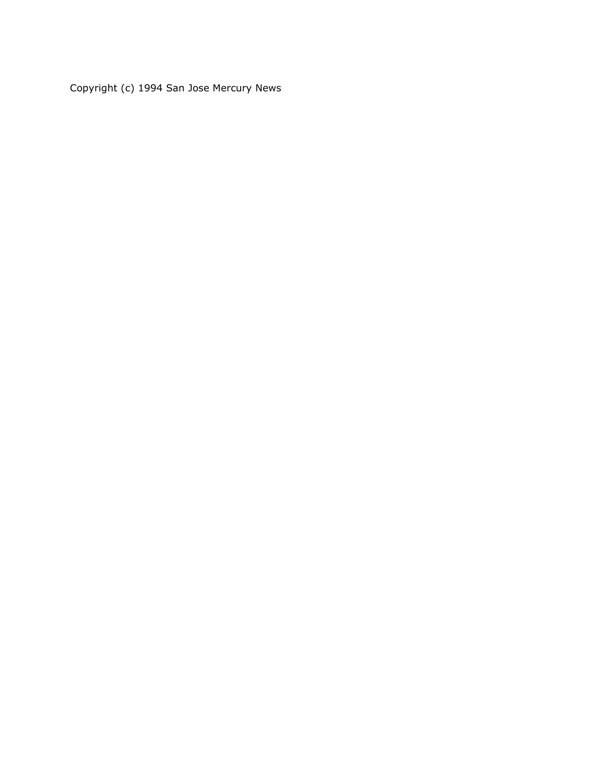Copyright (c) 1994 San Jose Mercury News